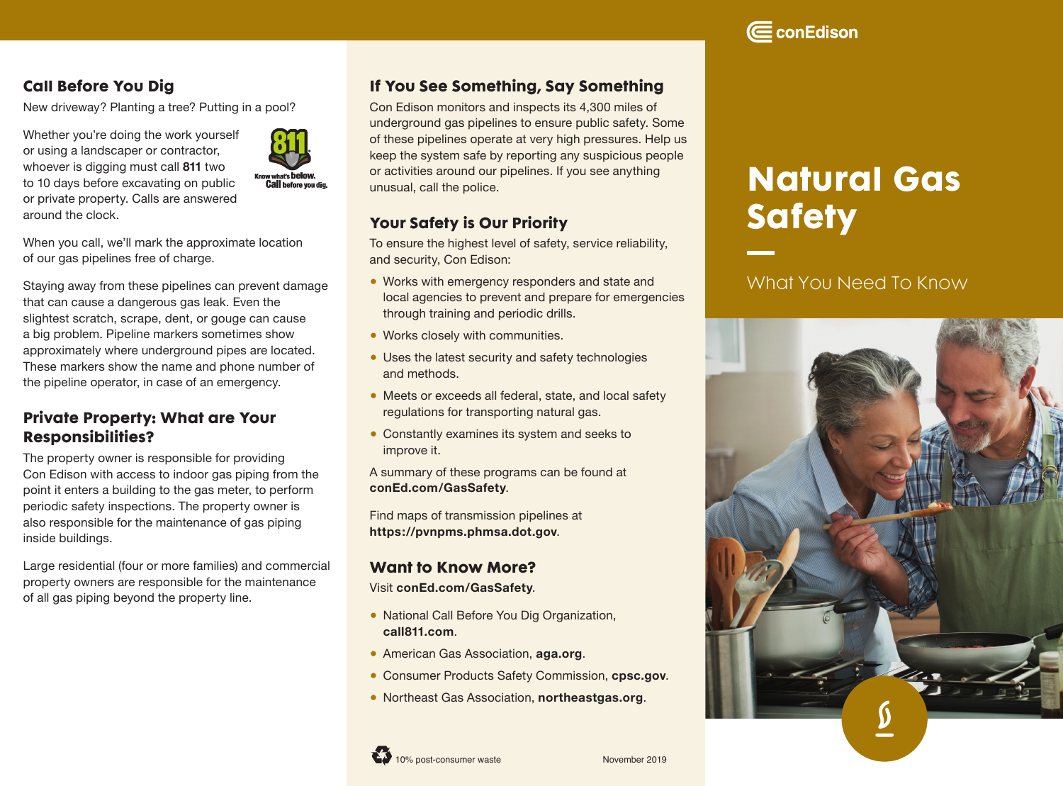## Call Before You Dig

New driveway? Planting a tree? Putting in a pool?

Whether you're doing the work yourself or using a landscaper or contractor, whoever is digging must call **811** two to 10 days before excavating on public or private property. Calls are answered around the clock.

Know what's below. Call before you dig.

When you call, we'll mark the approximate location of our gas pipelines free of charge.

Staying away from these pipelines can prevent damage that can cause a dangerous gas leak. Even the slightest scratch, scrape, dent, or gouge can cause a big problem. Pipeline markers sometimes show approximately where underground pipes are located. These markers show the name and phone number of the pipeline operator, in case of an emergency.

## Private Property: What are Your Responsibilities?

The property owner is responsible for providing Con Edison with access to indoor gas piping from the point it enters a building to the gas meter, to perform periodic safety inspections. The property owner is also responsible for the maintenance of gas piping inside buildings.

Large residential (four or more families) and commercial property owners are responsible for the maintenance of all gas piping beyond the property line.

## If You See Something, Say Something

Con Edison monitors and inspects its 4,300 miles of underground gas pipelines to ensure public safety. Some of these pipelines operate at very high pressures. Help us keep the system safe by reporting any suspicious people or activities around our pipelines. If you see anything unusual, call the police.

## Your Safety is Our Priority

To ensure the highest level of safety, service reliability, and security, Con Edison:

- Works with emergency responders and state and local agencies to prevent and prepare for emergencies through training and periodic drills.
- Works closely with communities.
- Uses the latest security and safety technologies and methods.
- Meets or exceeds all federal, state, and local safety regulations for transporting natural gas.
- Constantly examines its system and seeks to improve it.

A summary of these programs can be found at **conEd.com/GasSafety**.

Find maps of transmission pipelines at **https://pvnpms.phmsa.dot.gov**.

## Want to Know More?

Visit **conEd.com/GasSafety**.

- National Call Before You Dig Organization, **call811.com**.
- American Gas Association, **aga.org**.
- Consumer Products Safety Commission, **cpsc.gov**.
- Northeast Gas Association, **northeastgas.org**.

10% post-consumer waste

November 2019

conEdison

# Natural Gas Safety

What You Need To Know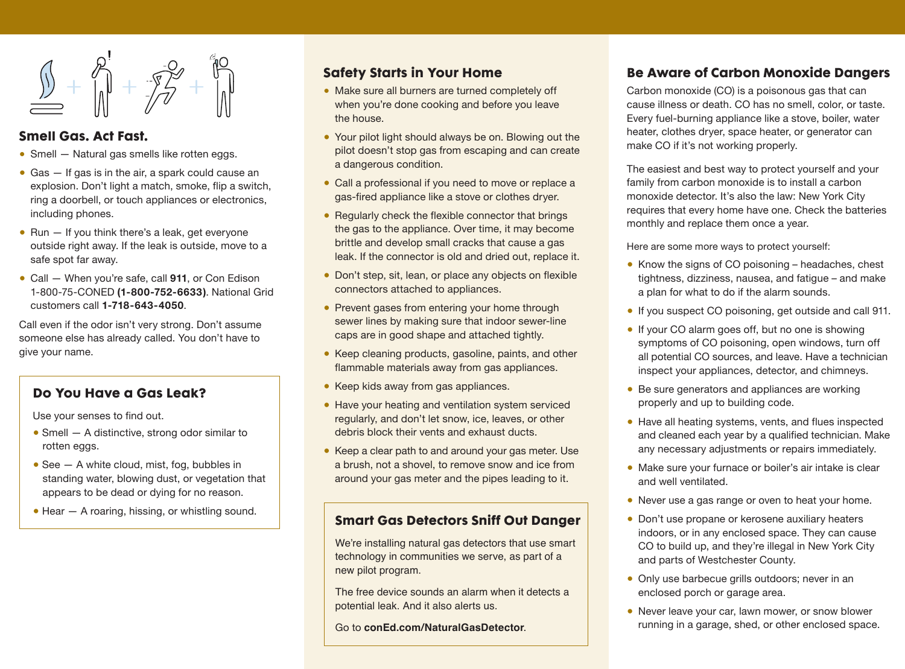## Smell Gas. Act Fast.

- Smell — Natural gas smells like rotten eggs.
- Gas — If gas is in the air, a spark could cause an explosion. Don't light a match, smoke, flip a switch, ring a doorbell, or touch appliances or electronics, including phones.
- Run — If you think there's a leak, get everyone outside right away. If the leak is outside, move to a safe spot far away.
- Call — When you're safe, call **911**, or Con Edison 1-800-75-CONED **(1-800-752-6633)**. National Grid customers call **1-718-643-4050**.

Call even if the odor isn't very strong. Don't assume someone else has already called. You don't have to give your name.

### Do You Have a Gas Leak?

Use your senses to find out.

- Smell — A distinctive, strong odor similar to rotten eggs.
- See — A white cloud, mist, fog, bubbles in standing water, blowing dust, or vegetation that appears to be dead or dying for no reason.
- Hear — A roaring, hissing, or whistling sound.

## Safety Starts in Your Home

- Make sure all burners are turned completely off when you're done cooking and before you leave the house.
- Your pilot light should always be on. Blowing out the pilot doesn't stop gas from escaping and can create a dangerous condition.
- Call a professional if you need to move or replace a gas-fired appliance like a stove or clothes dryer.
- Regularly check the flexible connector that brings the gas to the appliance. Over time, it may become brittle and develop small cracks that cause a gas leak. If the connector is old and dried out, replace it.
- Don't step, sit, lean, or place any objects on flexible connectors attached to appliances.
- Prevent gases from entering your home through sewer lines by making sure that indoor sewer-line caps are in good shape and attached tightly.
- Keep cleaning products, gasoline, paints, and other flammable materials away from gas appliances.
- Keep kids away from gas appliances.
- Have your heating and ventilation system serviced regularly, and don't let snow, ice, leaves, or other debris block their vents and exhaust ducts.
- Keep a clear path to and around your gas meter. Use a brush, not a shovel, to remove snow and ice from around your gas meter and the pipes leading to it.

### Smart Gas Detectors Sniff Out Danger

We're installing natural gas detectors that use smart technology in communities we serve, as part of a new pilot program.

The free device sounds an alarm when it detects a potential leak. And it also alerts us.

Go to **conEd.com/NaturalGasDetector**.

## Be Aware of Carbon Monoxide Dangers

Carbon monoxide (CO) is a poisonous gas that can cause illness or death. CO has no smell, color, or taste. Every fuel-burning appliance like a stove, boiler, water heater, clothes dryer, space heater, or generator can make CO if it's not working properly.

The easiest and best way to protect yourself and your family from carbon monoxide is to install a carbon monoxide detector. It's also the law: New York City requires that every home have one. Check the batteries monthly and replace them once a year.

Here are some more ways to protect yourself:

- Know the signs of CO poisoning – headaches, chest tightness, dizziness, nausea, and fatigue – and make a plan for what to do if the alarm sounds.
- If you suspect CO poisoning, get outside and call 911.
- If your CO alarm goes off, but no one is showing symptoms of CO poisoning, open windows, turn off all potential CO sources, and leave. Have a technician inspect your appliances, detector, and chimneys.
- Be sure generators and appliances are working properly and up to building code.
- Have all heating systems, vents, and flues inspected and cleaned each year by a qualified technician. Make any necessary adjustments or repairs immediately.
- Make sure your furnace or boiler's air intake is clear and well ventilated.
- Never use a gas range or oven to heat your home.
- Don't use propane or kerosene auxiliary heaters indoors, or in any enclosed space. They can cause CO to build up, and they're illegal in New York City and parts of Westchester County.
- Only use barbecue grills outdoors; never in an enclosed porch or garage area.
- Never leave your car, lawn mower, or snow blower running in a garage, shed, or other enclosed space.